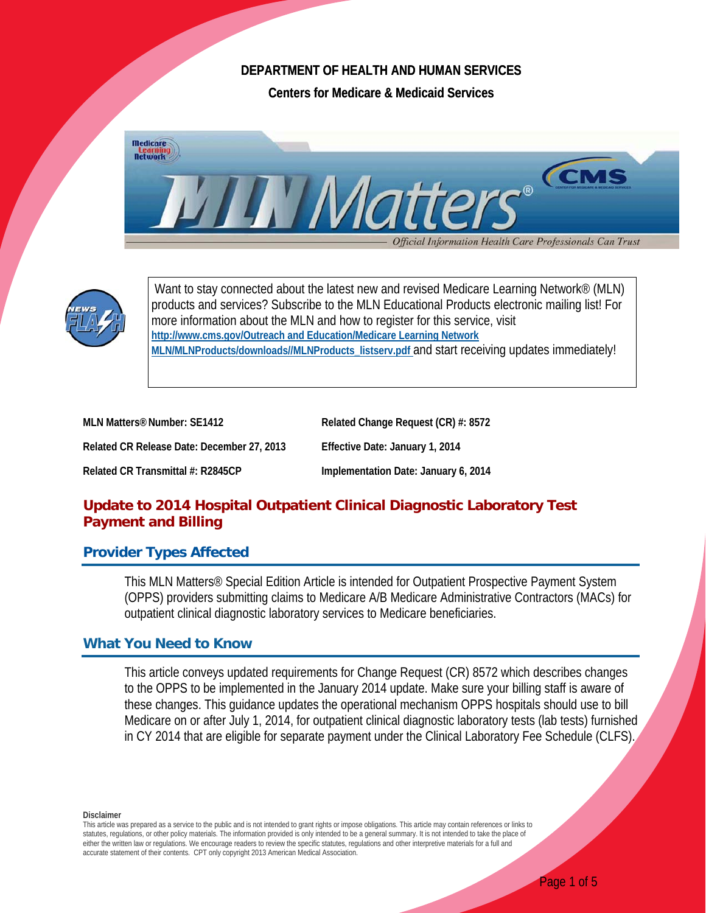**DEPARTMENT OF HEALTH AND HUMAN SERVICES**

**Centers for Medicare & Medicaid Services**

Want to stay connected about the latest new and revised Medicare Learning Network® (MLN) products and services? Subscribe to the MLN Educational Products electronic mailing list! For more information about the MLN and how to register for this service, visit http://www.cms.gov/Outreach and Education/Medicare Learning Network MLN/MLNProducts/downloads//MLNProducts_listserv.pdf and start receiving updates immediately!

| | |
|---|---|
| **MLN Matters® Number: SE1412** | **Related Change Request (CR) #: 8572** |
| **Related CR Release Date: December 27, 2013** | **Effective Date: January 1, 2014** |
| **Related CR Transmittal #: R2845CP** | **Implementation Date: January 6, 2014** |

# Update to 2014 Hospital Outpatient Clinical Diagnostic Laboratory Test Payment and Billing

## Provider Types Affected

This MLN Matters® Special Edition Article is intended for Outpatient Prospective Payment System (OPPS) providers submitting claims to Medicare A/B Medicare Administrative Contractors (MACs) for outpatient clinical diagnostic laboratory services to Medicare beneficiaries.

## What You Need to Know

This article conveys updated requirements for Change Request (CR) 8572 which describes changes to the OPPS to be implemented in the January 2014 update. Make sure your billing staff is aware of these changes. This guidance updates the operational mechanism OPPS hospitals should use to bill Medicare on or after July 1, 2014, for outpatient clinical diagnostic laboratory tests (lab tests) furnished in CY 2014 that are eligible for separate payment under the Clinical Laboratory Fee Schedule (CLFS).

**Disclaimer**

This article was prepared as a service to the public and is not intended to grant rights or impose obligations. This article may contain references or links to statutes, regulations, or other policy materials. The information provided is only intended to be a general summary. It is not intended to take the place of either the written law or regulations. We encourage readers to review the specific statutes, regulations and other interpretive materials for a full and accurate statement of their contents. CPT only copyright 2013 American Medical Association.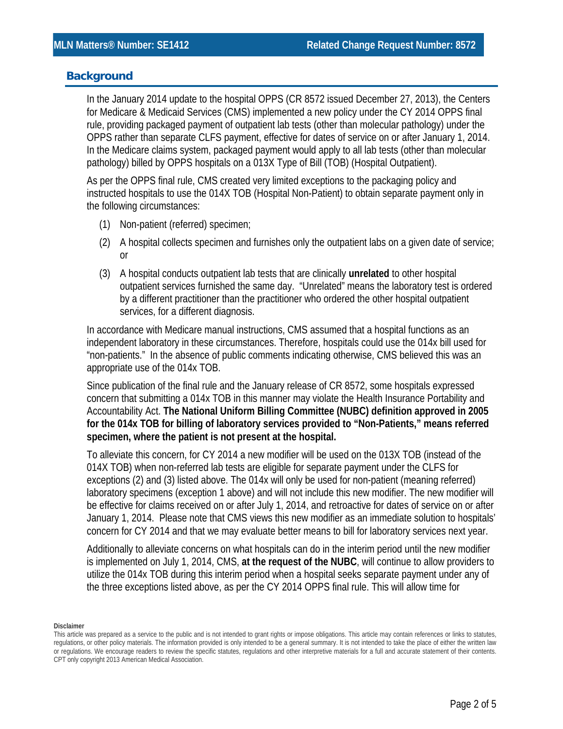## Background

In the January 2014 update to the hospital OPPS (CR 8572 issued December 27, 2013), the Centers for Medicare & Medicaid Services (CMS) implemented a new policy under the CY 2014 OPPS final rule, providing packaged payment of outpatient lab tests (other than molecular pathology) under the OPPS rather than separate CLFS payment, effective for dates of service on or after January 1, 2014. In the Medicare claims system, packaged payment would apply to all lab tests (other than molecular pathology) billed by OPPS hospitals on a 013X Type of Bill (TOB) (Hospital Outpatient).

As per the OPPS final rule, CMS created very limited exceptions to the packaging policy and instructed hospitals to use the 014X TOB (Hospital Non-Patient) to obtain separate payment only in the following circumstances:

(1) Non-patient (referred) specimen;

(2) A hospital collects specimen and furnishes only the outpatient labs on a given date of service; or

(3) A hospital conducts outpatient lab tests that are clinically **unrelated** to other hospital outpatient services furnished the same day. "Unrelated" means the laboratory test is ordered by a different practitioner than the practitioner who ordered the other hospital outpatient services, for a different diagnosis.

In accordance with Medicare manual instructions, CMS assumed that a hospital functions as an independent laboratory in these circumstances. Therefore, hospitals could use the 014x bill used for "non-patients." In the absence of public comments indicating otherwise, CMS believed this was an appropriate use of the 014x TOB.

Since publication of the final rule and the January release of CR 8572, some hospitals expressed concern that submitting a 014x TOB in this manner may violate the Health Insurance Portability and Accountability Act. **The National Uniform Billing Committee (NUBC) definition approved in 2005 for the 014x TOB for billing of laboratory services provided to "Non-Patients," means referred specimen, where the patient is not present at the hospital.**

To alleviate this concern, for CY 2014 a new modifier will be used on the 013X TOB (instead of the 014X TOB) when non-referred lab tests are eligible for separate payment under the CLFS for exceptions (2) and (3) listed above. The 014x will only be used for non-patient (meaning referred) laboratory specimens (exception 1 above) and will not include this new modifier. The new modifier will be effective for claims received on or after July 1, 2014, and retroactive for dates of service on or after January 1, 2014. Please note that CMS views this new modifier as an immediate solution to hospitals' concern for CY 2014 and that we may evaluate better means to bill for laboratory services next year.

Additionally to alleviate concerns on what hospitals can do in the interim period until the new modifier is implemented on July 1, 2014, CMS, **at the request of the NUBC**, will continue to allow providers to utilize the 014x TOB during this interim period when a hospital seeks separate payment under any of the three exceptions listed above, as per the CY 2014 OPPS final rule. This will allow time for

**Disclaimer**

This article was prepared as a service to the public and is not intended to grant rights or impose obligations. This article may contain references or links to statutes, regulations, or other policy materials. The information provided is only intended to be a general summary. It is not intended to take the place of either the written law or regulations. We encourage readers to review the specific statutes, regulations and other interpretive materials for a full and accurate statement of their contents. CPT only copyright 2013 American Medical Association.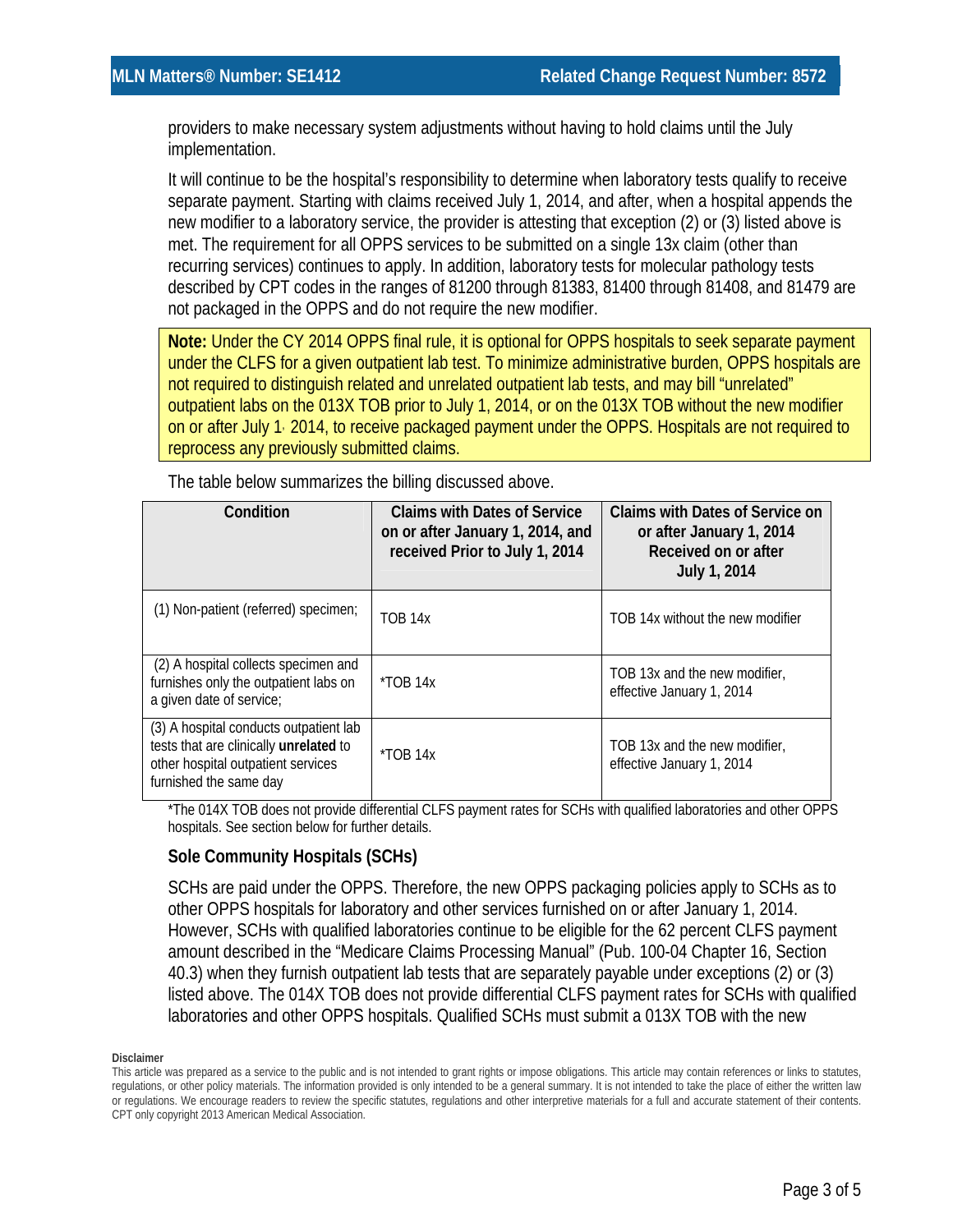providers to make necessary system adjustments without having to hold claims until the July implementation.

It will continue to be the hospital's responsibility to determine when laboratory tests qualify to receive separate payment. Starting with claims received July 1, 2014, and after, when a hospital appends the new modifier to a laboratory service, the provider is attesting that exception (2) or (3) listed above is met. The requirement for all OPPS services to be submitted on a single 13x claim (other than recurring services) continues to apply. In addition, laboratory tests for molecular pathology tests described by CPT codes in the ranges of 81200 through 81383, 81400 through 81408, and 81479 are not packaged in the OPPS and do not require the new modifier.

**Note:** Under the CY 2014 OPPS final rule, it is optional for OPPS hospitals to seek separate payment under the CLFS for a given outpatient lab test. To minimize administrative burden, OPPS hospitals are not required to distinguish related and unrelated outpatient lab tests, and may bill "unrelated" outpatient labs on the 013X TOB prior to July 1, 2014, or on the 013X TOB without the new modifier on or after July 1, 2014, to receive packaged payment under the OPPS. Hospitals are not required to reprocess any previously submitted claims.

The table below summarizes the billing discussed above.

| Condition | Claims with Dates of Service on or after January 1, 2014, and received Prior to July 1, 2014 | Claims with Dates of Service on or after January 1, 2014 Received on or after July 1, 2014 |
|---|---|---|
| (1) Non-patient (referred) specimen; | TOB 14x | TOB 14x without the new modifier |
| (2) A hospital collects specimen and furnishes only the outpatient labs on a given date of service; | *TOB 14x | TOB 13x and the new modifier, effective January 1, 2014 |
| (3) A hospital conducts outpatient lab tests that are clinically **unrelated** to other hospital outpatient services furnished the same day | *TOB 14x | TOB 13x and the new modifier, effective January 1, 2014 |

*The 014X TOB does not provide differential CLFS payment rates for SCHs with qualified laboratories and other OPPS hospitals. See section below for further details.

### Sole Community Hospitals (SCHs)

SCHs are paid under the OPPS. Therefore, the new OPPS packaging policies apply to SCHs as to other OPPS hospitals for laboratory and other services furnished on or after January 1, 2014. However, SCHs with qualified laboratories continue to be eligible for the 62 percent CLFS payment amount described in the "Medicare Claims Processing Manual" (Pub. 100-04 Chapter 16, Section 40.3) when they furnish outpatient lab tests that are separately payable under exceptions (2) or (3) listed above. The 014X TOB does not provide differential CLFS payment rates for SCHs with qualified laboratories and other OPPS hospitals. Qualified SCHs must submit a 013X TOB with the new

**Disclaimer**

This article was prepared as a service to the public and is not intended to grant rights or impose obligations. This article may contain references or links to statutes, regulations, or other policy materials. The information provided is only intended to be a general summary. It is not intended to take the place of either the written law or regulations. We encourage readers to review the specific statutes, regulations and other interpretive materials for a full and accurate statement of their contents. CPT only copyright 2013 American Medical Association.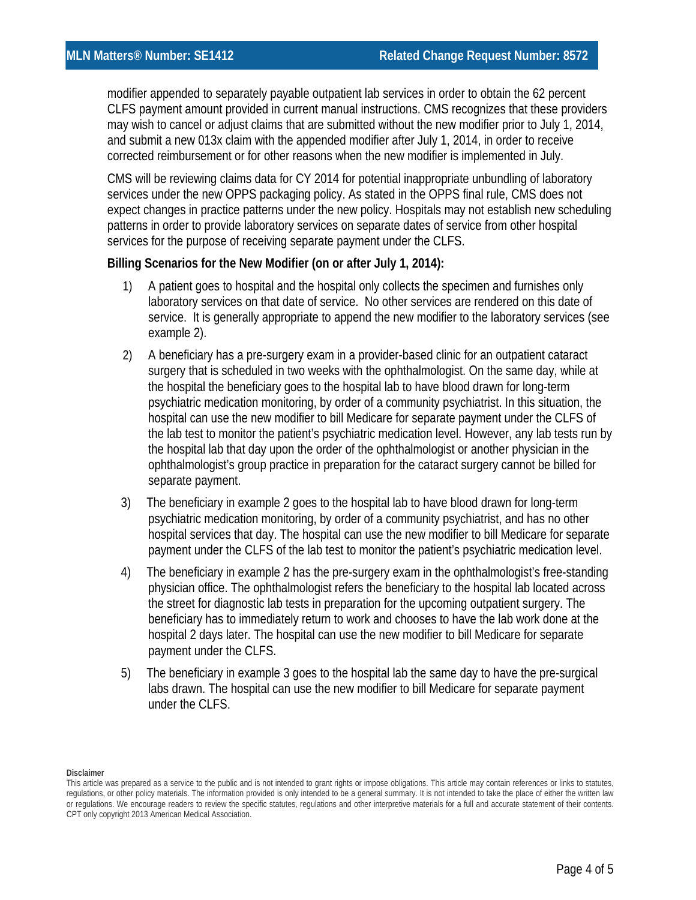modifier appended to separately payable outpatient lab services in order to obtain the 62 percent CLFS payment amount provided in current manual instructions. CMS recognizes that these providers may wish to cancel or adjust claims that are submitted without the new modifier prior to July 1, 2014, and submit a new 013x claim with the appended modifier after July 1, 2014, in order to receive corrected reimbursement or for other reasons when the new modifier is implemented in July.

CMS will be reviewing claims data for CY 2014 for potential inappropriate unbundling of laboratory services under the new OPPS packaging policy. As stated in the OPPS final rule, CMS does not expect changes in practice patterns under the new policy. Hospitals may not establish new scheduling patterns in order to provide laboratory services on separate dates of service from other hospital services for the purpose of receiving separate payment under the CLFS.

**Billing Scenarios for the New Modifier (on or after July 1, 2014):**

1) A patient goes to hospital and the hospital only collects the specimen and furnishes only laboratory services on that date of service. No other services are rendered on this date of service. It is generally appropriate to append the new modifier to the laboratory services (see example 2).

2) A beneficiary has a pre-surgery exam in a provider-based clinic for an outpatient cataract surgery that is scheduled in two weeks with the ophthalmologist. On the same day, while at the hospital the beneficiary goes to the hospital lab to have blood drawn for long-term psychiatric medication monitoring, by order of a community psychiatrist. In this situation, the hospital can use the new modifier to bill Medicare for separate payment under the CLFS of the lab test to monitor the patient's psychiatric medication level. However, any lab tests run by the hospital lab that day upon the order of the ophthalmologist or another physician in the ophthalmologist's group practice in preparation for the cataract surgery cannot be billed for separate payment.

3) The beneficiary in example 2 goes to the hospital lab to have blood drawn for long-term psychiatric medication monitoring, by order of a community psychiatrist, and has no other hospital services that day. The hospital can use the new modifier to bill Medicare for separate payment under the CLFS of the lab test to monitor the patient's psychiatric medication level.

4) The beneficiary in example 2 has the pre-surgery exam in the ophthalmologist's free-standing physician office. The ophthalmologist refers the beneficiary to the hospital lab located across the street for diagnostic lab tests in preparation for the upcoming outpatient surgery. The beneficiary has to immediately return to work and chooses to have the lab work done at the hospital 2 days later. The hospital can use the new modifier to bill Medicare for separate payment under the CLFS.

5) The beneficiary in example 3 goes to the hospital lab the same day to have the pre-surgical labs drawn. The hospital can use the new modifier to bill Medicare for separate payment under the CLFS.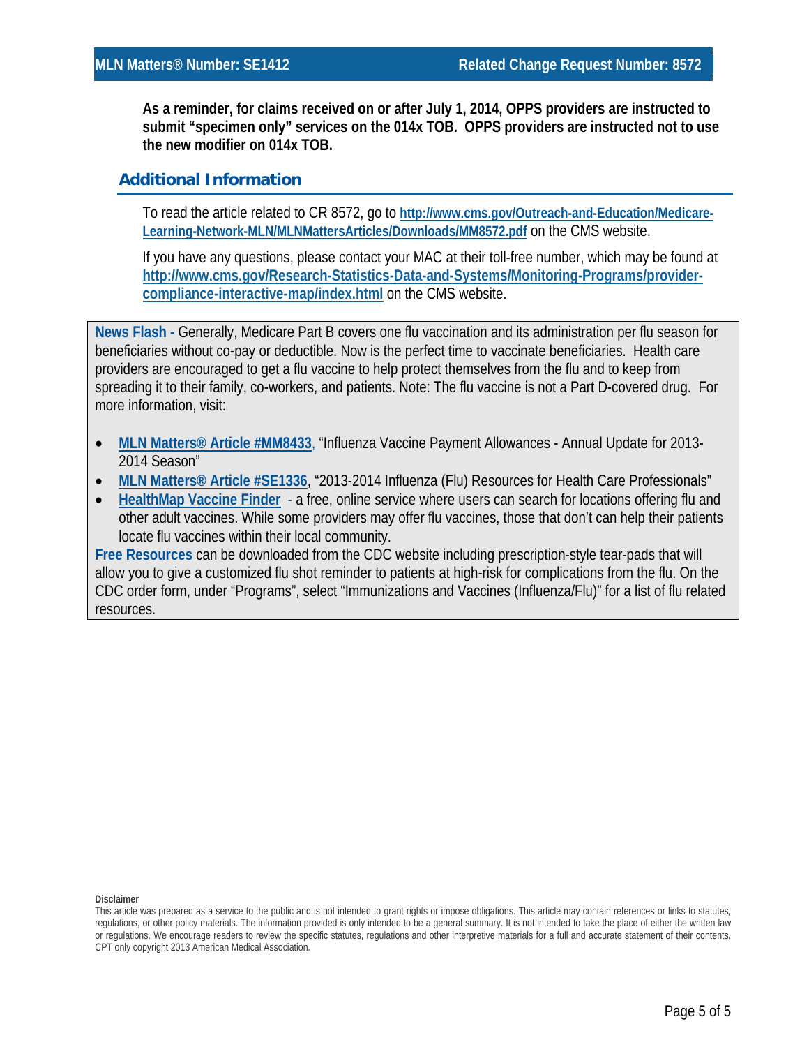**As a reminder, for claims received on or after July 1, 2014, OPPS providers are instructed to submit "specimen only" services on the 014x TOB. OPPS providers are instructed not to use the new modifier on 014x TOB.**

## Additional Information

To read the article related to CR 8572, go to **http://www.cms.gov/Outreach-and-Education/Medicare-Learning-Network-MLN/MLNMattersArticles/Downloads/MM8572.pdf** on the CMS website.

If you have any questions, please contact your MAC at their toll-free number, which may be found at **http://www.cms.gov/Research-Statistics-Data-and-Systems/Monitoring-Programs/provider-compliance-interactive-map/index.html** on the CMS website.

**News Flash -** Generally, Medicare Part B covers one flu vaccination and its administration per flu season for beneficiaries without co-pay or deductible. Now is the perfect time to vaccinate beneficiaries. Health care providers are encouraged to get a flu vaccine to help protect themselves from the flu and to keep from spreading it to their family, co-workers, and patients. Note: The flu vaccine is not a Part D-covered drug. For more information, visit:

- **MLN Matters® Article #MM8433**, "Influenza Vaccine Payment Allowances - Annual Update for 2013-2014 Season"
- **MLN Matters® Article #SE1336**, "2013-2014 Influenza (Flu) Resources for Health Care Professionals"
- **HealthMap Vaccine Finder** - a free, online service where users can search for locations offering flu and other adult vaccines. While some providers may offer flu vaccines, those that don't can help their patients locate flu vaccines within their local community.

**Free Resources** can be downloaded from the CDC website including prescription-style tear-pads that will allow you to give a customized flu shot reminder to patients at high-risk for complications from the flu. On the CDC order form, under "Programs", select "Immunizations and Vaccines (Influenza/Flu)" for a list of flu related resources.

**Disclaimer**

This article was prepared as a service to the public and is not intended to grant rights or impose obligations. This article may contain references or links to statutes, regulations, or other policy materials. The information provided is only intended to be a general summary. It is not intended to take the place of either the written law or regulations. We encourage readers to review the specific statutes, regulations and other interpretive materials for a full and accurate statement of their contents. CPT only copyright 2013 American Medical Association.